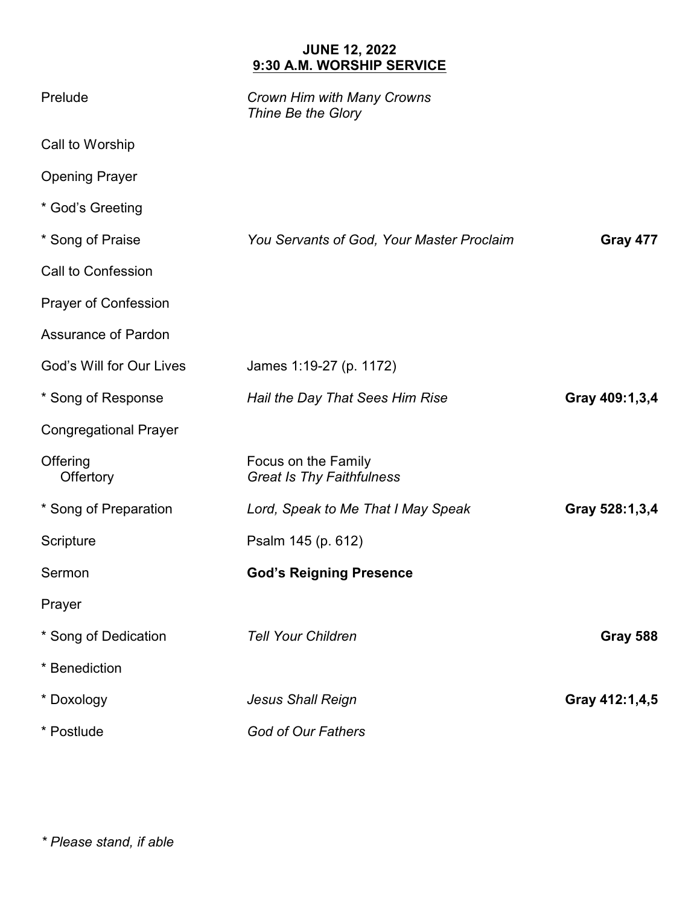**JUNE 12, 2022**
**<u>9:30 A.M. WORSHIP SERVICE</u>**

| | | |
|---|---|---|
| Prelude | *Crown Him with Many Crowns*<br>*Thine Be the Glory* | |
| Call to Worship | | |
| Opening Prayer | | |
| * God's Greeting | | |
| * Song of Praise | *You Servants of God, Your Master Proclaim* | **Gray 477** |
| Call to Confession | | |
| Prayer of Confession | | |
| Assurance of Pardon | | |
| God's Will for Our Lives | James 1:19-27 (p. 1172) | |
| * Song of Response | *Hail the Day That Sees Him Rise* | **Gray 409:1,3,4** |
| Congregational Prayer | | |
| Offering<br>Offertory | Focus on the Family<br>*Great Is Thy Faithfulness* | |
| * Song of Preparation | *Lord, Speak to Me That I May Speak* | **Gray 528:1,3,4** |
| Scripture | Psalm 145 (p. 612) | |
| Sermon | **God's Reigning Presence** | |
| Prayer | | |
| * Song of Dedication | *Tell Your Children* | **Gray 588** |
| * Benediction | | |
| * Doxology | *Jesus Shall Reign* | **Gray 412:1,4,5** |
| * Postlude | *God of Our Fathers* | |

*\* Please stand, if able*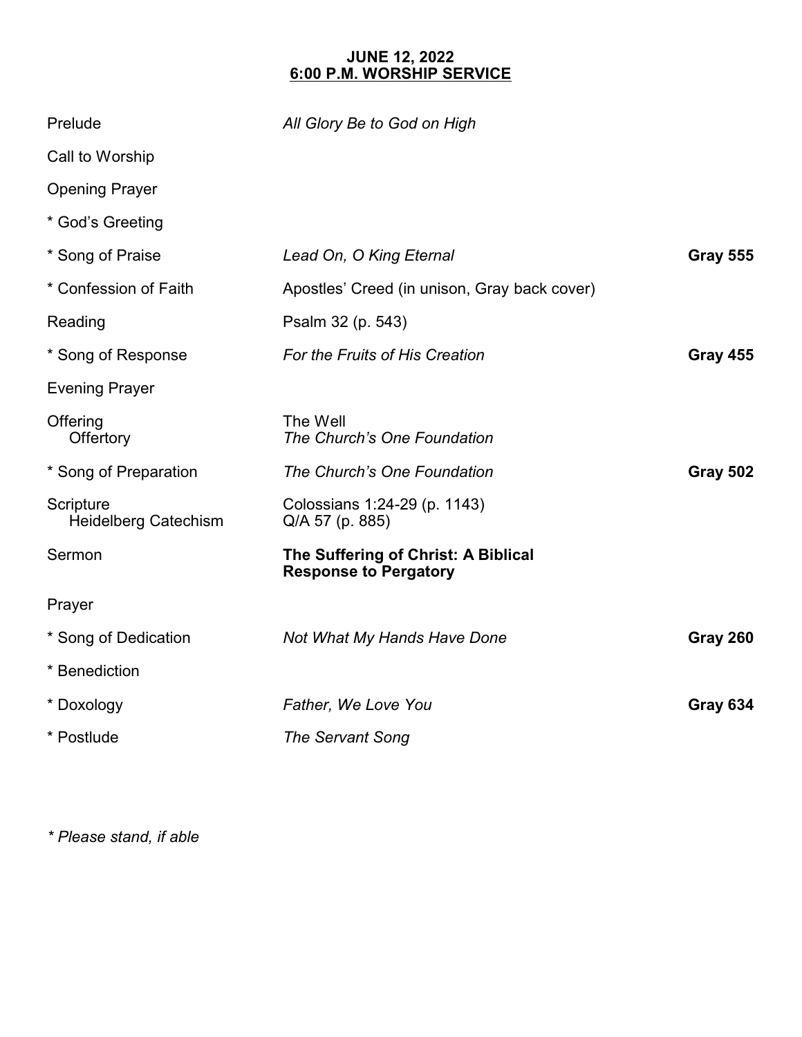**JUNE 12, 2022**
**6:00 P.M. WORSHIP SERVICE**

| | | |
|---|---|---|
| Prelude | *All Glory Be to God on High* | |
| Call to Worship | | |
| Opening Prayer | | |
| * God's Greeting | | |
| * Song of Praise | *Lead On, O King Eternal* | **Gray 555** |
| * Confession of Faith | Apostles' Creed (in unison, Gray back cover) | |
| Reading | Psalm 32 (p. 543) | |
| * Song of Response | *For the Fruits of His Creation* | **Gray 455** |
| Evening Prayer | | |
| Offering<br>Offertory | The Well<br>*The Church's One Foundation* | |
| * Song of Preparation | *The Church's One Foundation* | **Gray 502** |
| Scripture<br>Heidelberg Catechism | Colossians 1:24-29 (p. 1143)<br>Q/A 57 (p. 885) | |
| Sermon | **The Suffering of Christ: A Biblical Response to Pergatory** | |
| Prayer | | |
| * Song of Dedication | *Not What My Hands Have Done* | **Gray 260** |
| * Benediction | | |
| * Doxology | *Father, We Love You* | **Gray 634** |
| * Postlude | *The Servant Song* | |

*\* Please stand, if able*